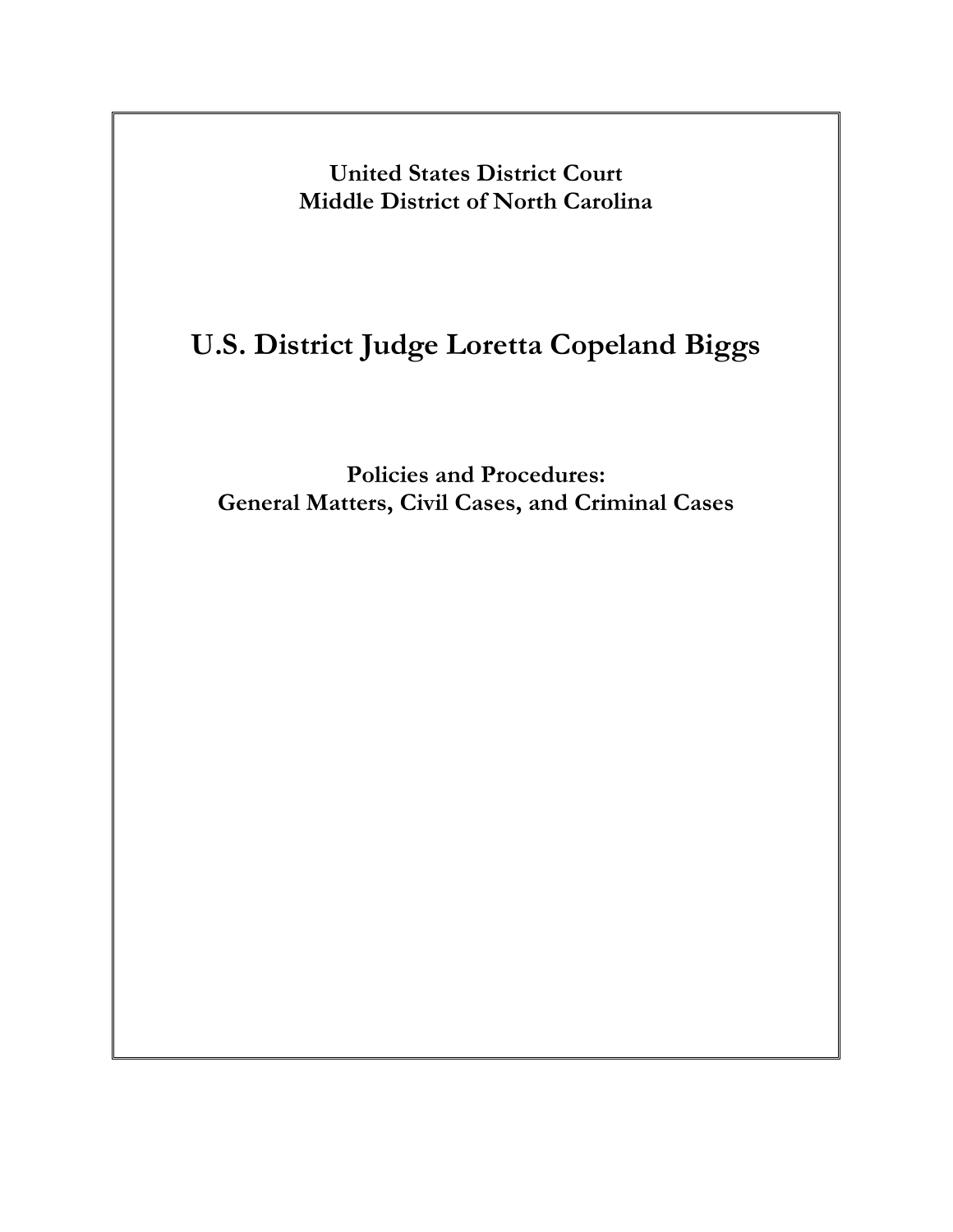**United States District Court**
**Middle District of North Carolina**

# U.S. District Judge Loretta Copeland Biggs

## Policies and Procedures: General Matters, Civil Cases, and Criminal Cases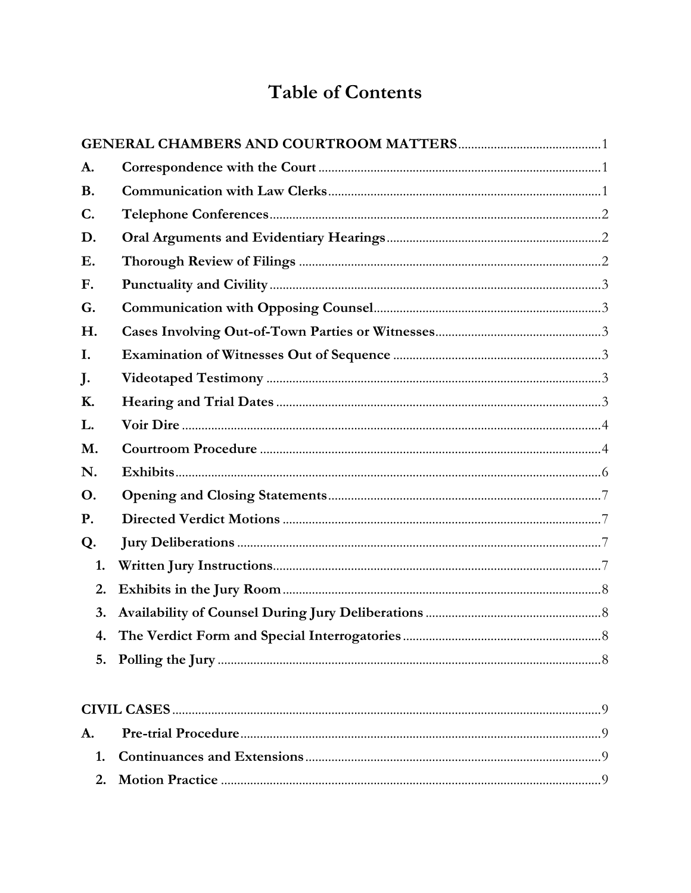# Table of Contents

**GENERAL CHAMBERS AND COURTROOM MATTERS** ........ 1

**A. Correspondence with the Court** ........ 1

**B. Communication with Law Clerks** ........ 1

**C. Telephone Conferences** ........ 2

**D. Oral Arguments and Evidentiary Hearings** ........ 2

**E. Thorough Review of Filings** ........ 2

**F. Punctuality and Civility** ........ 3

**G. Communication with Opposing Counsel** ........ 3

**H. Cases Involving Out-of-Town Parties or Witnesses** ........ 3

**I. Examination of Witnesses Out of Sequence** ........ 3

**J. Videotaped Testimony** ........ 3

**K. Hearing and Trial Dates** ........ 3

**L. Voir Dire** ........ 4

**M. Courtroom Procedure** ........ 4

**N. Exhibits** ........ 6

**O. Opening and Closing Statements** ........ 7

**P. Directed Verdict Motions** ........ 7

**Q. Jury Deliberations** ........ 7

- **1. Written Jury Instructions** ........ 7
- **2. Exhibits in the Jury Room** ........ 8
- **3. Availability of Counsel During Jury Deliberations** ........ 8
- **4. The Verdict Form and Special Interrogatories** ........ 8
- **5. Polling the Jury** ........ 8

**CIVIL CASES** ........ 9

**A. Pre-trial Procedure** ........ 9

- **1. Continuances and Extensions** ........ 9
- **2. Motion Practice** ........ 9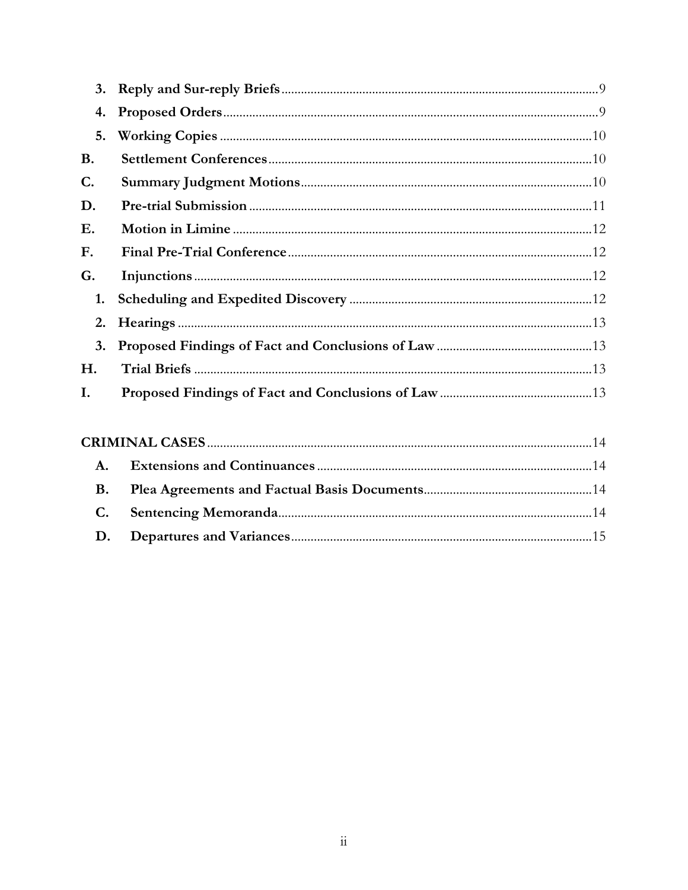3. **Reply and Sur-reply Briefs** ........ 9
4. **Proposed Orders** ........ 9
5. **Working Copies** ........ 10

**B. Settlement Conferences** ........ 10

**C. Summary Judgment Motions** ........ 10

**D. Pre-trial Submission** ........ 11

**E. Motion in Limine** ........ 12

**F. Final Pre-Trial Conference** ........ 12

**G. Injunctions** ........ 12

1. **Scheduling and Expedited Discovery** ........ 12
2. **Hearings** ........ 13
3. **Proposed Findings of Fact and Conclusions of Law** ........ 13

**H. Trial Briefs** ........ 13

**I. Proposed Findings of Fact and Conclusions of Law** ........ 13

**CRIMINAL CASES** ........ 14

- **A. Extensions and Continuances** ........ 14
- **B. Plea Agreements and Factual Basis Documents** ........ 14
- **C. Sentencing Memoranda** ........ 14
- **D. Departures and Variances** ........ 15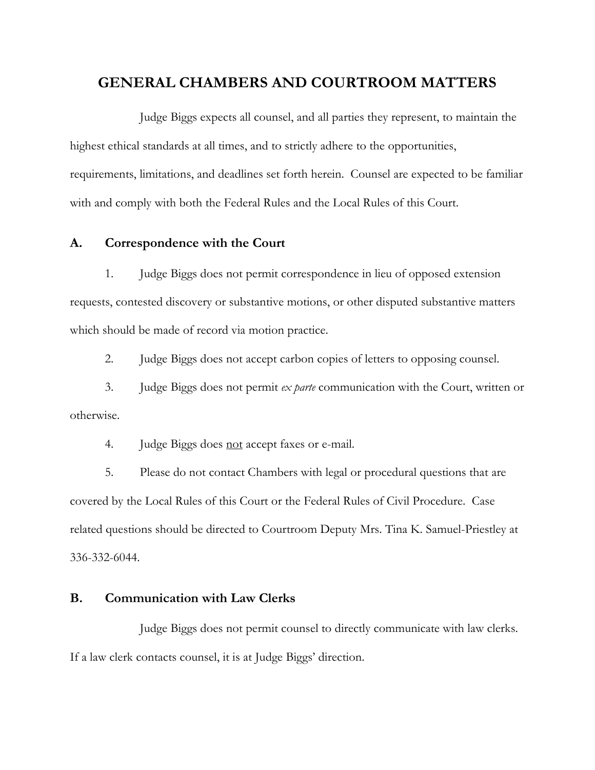# GENERAL CHAMBERS AND COURTROOM MATTERS

Judge Biggs expects all counsel, and all parties they represent, to maintain the highest ethical standards at all times, and to strictly adhere to the opportunities, requirements, limitations, and deadlines set forth herein. Counsel are expected to be familiar with and comply with both the Federal Rules and the Local Rules of this Court.

## A. Correspondence with the Court

1. Judge Biggs does not permit correspondence in lieu of opposed extension requests, contested discovery or substantive motions, or other disputed substantive matters which should be made of record via motion practice.

2. Judge Biggs does not accept carbon copies of letters to opposing counsel.

3. Judge Biggs does not permit *ex parte* communication with the Court, written or otherwise.

4. Judge Biggs does not accept faxes or e-mail.

5. Please do not contact Chambers with legal or procedural questions that are covered by the Local Rules of this Court or the Federal Rules of Civil Procedure. Case related questions should be directed to Courtroom Deputy Mrs. Tina K. Samuel-Priestley at 336-332-6044.

## B. Communication with Law Clerks

Judge Biggs does not permit counsel to directly communicate with law clerks. If a law clerk contacts counsel, it is at Judge Biggs' direction.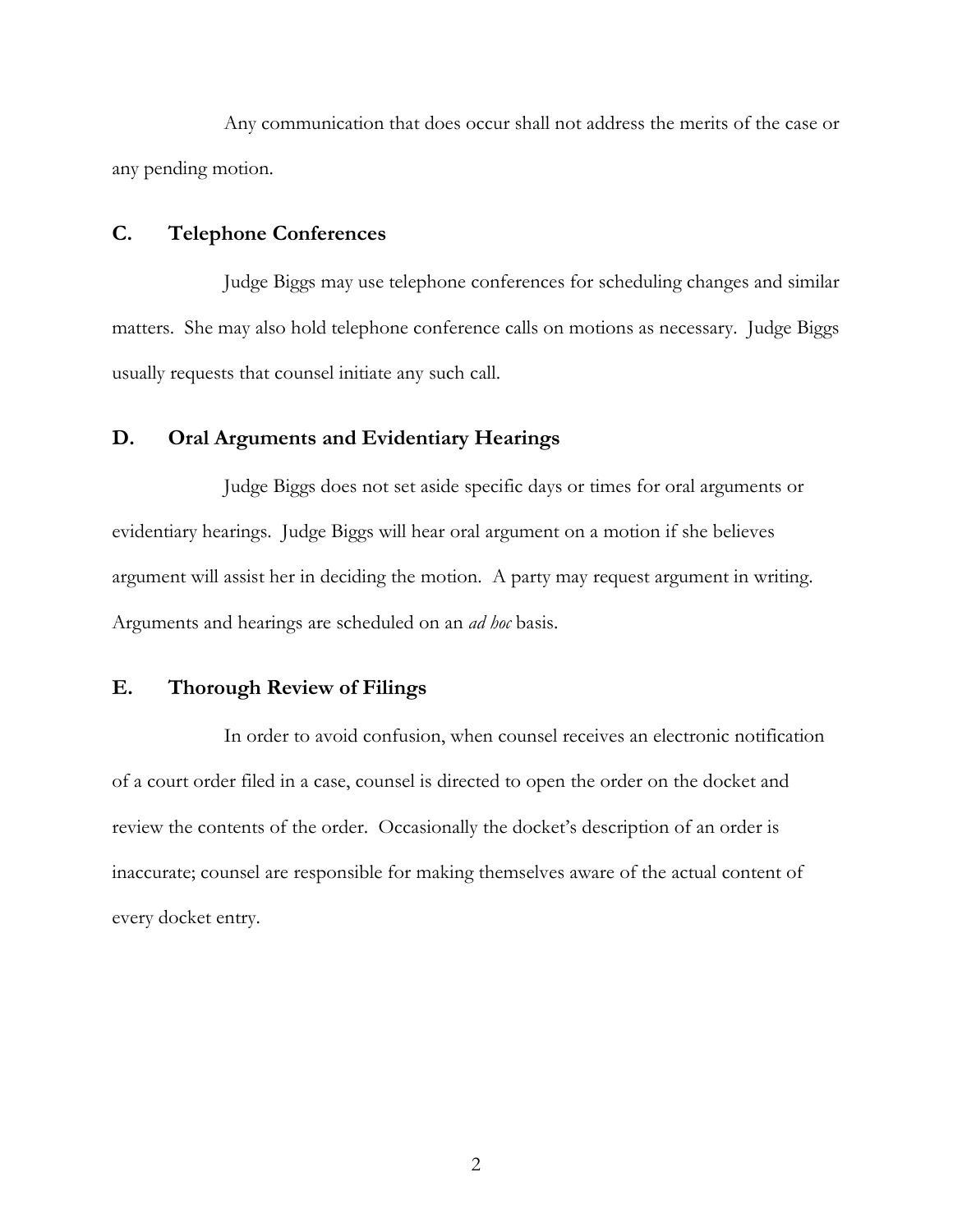Any communication that does occur shall not address the merits of the case or any pending motion.

## C. Telephone Conferences

Judge Biggs may use telephone conferences for scheduling changes and similar matters. She may also hold telephone conference calls on motions as necessary. Judge Biggs usually requests that counsel initiate any such call.

## D. Oral Arguments and Evidentiary Hearings

Judge Biggs does not set aside specific days or times for oral arguments or evidentiary hearings. Judge Biggs will hear oral argument on a motion if she believes argument will assist her in deciding the motion. A party may request argument in writing. Arguments and hearings are scheduled on an *ad hoc* basis.

## E. Thorough Review of Filings

In order to avoid confusion, when counsel receives an electronic notification of a court order filed in a case, counsel is directed to open the order on the docket and review the contents of the order. Occasionally the docket's description of an order is inaccurate; counsel are responsible for making themselves aware of the actual content of every docket entry.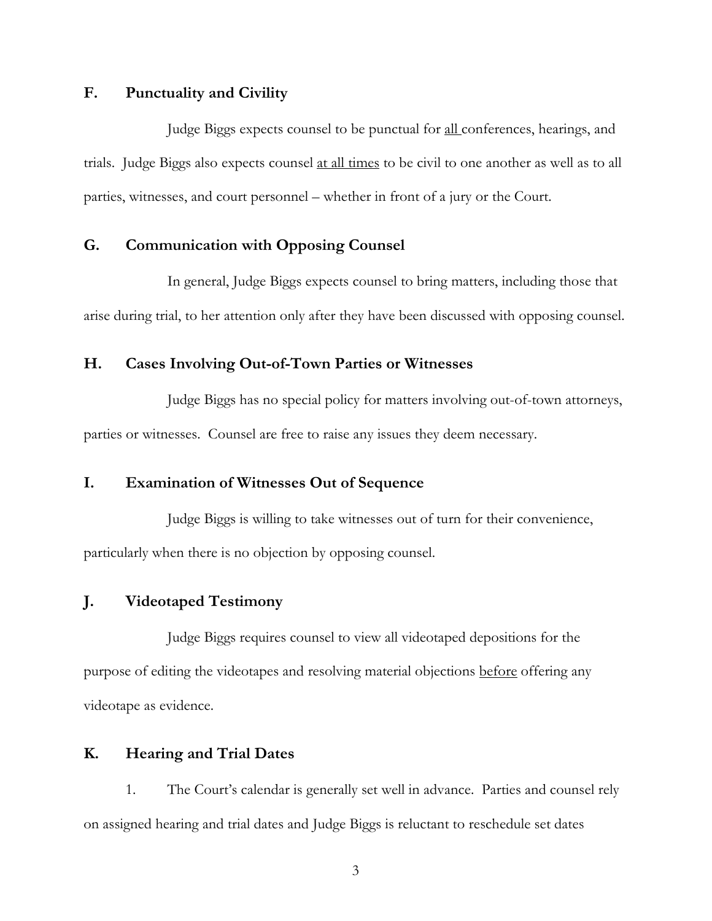## F. Punctuality and Civility

Judge Biggs expects counsel to be punctual for <u>all</u> conferences, hearings, and trials. Judge Biggs also expects counsel <u>at all times</u> to be civil to one another as well as to all parties, witnesses, and court personnel – whether in front of a jury or the Court.

## G. Communication with Opposing Counsel

In general, Judge Biggs expects counsel to bring matters, including those that arise during trial, to her attention only after they have been discussed with opposing counsel.

## H. Cases Involving Out-of-Town Parties or Witnesses

Judge Biggs has no special policy for matters involving out-of-town attorneys, parties or witnesses. Counsel are free to raise any issues they deem necessary.

## I. Examination of Witnesses Out of Sequence

Judge Biggs is willing to take witnesses out of turn for their convenience, particularly when there is no objection by opposing counsel.

## J. Videotaped Testimony

Judge Biggs requires counsel to view all videotaped depositions for the purpose of editing the videotapes and resolving material objections <u>before</u> offering any videotape as evidence.

## K. Hearing and Trial Dates

1. The Court's calendar is generally set well in advance. Parties and counsel rely on assigned hearing and trial dates and Judge Biggs is reluctant to reschedule set dates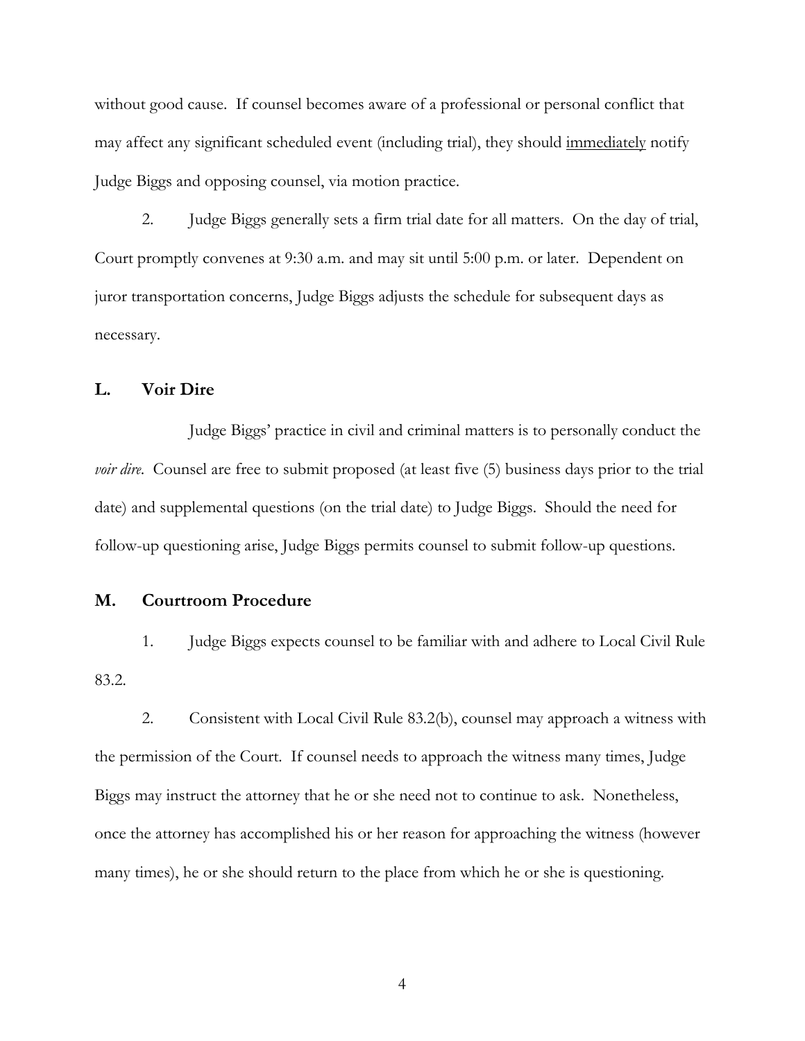without good cause. If counsel becomes aware of a professional or personal conflict that may affect any significant scheduled event (including trial), they should <u>immediately</u> notify Judge Biggs and opposing counsel, via motion practice.

2. Judge Biggs generally sets a firm trial date for all matters. On the day of trial, Court promptly convenes at 9:30 a.m. and may sit until 5:00 p.m. or later. Dependent on juror transportation concerns, Judge Biggs adjusts the schedule for subsequent days as necessary.

## L. Voir Dire

Judge Biggs' practice in civil and criminal matters is to personally conduct the *voir dire*. Counsel are free to submit proposed (at least five (5) business days prior to the trial date) and supplemental questions (on the trial date) to Judge Biggs. Should the need for follow-up questioning arise, Judge Biggs permits counsel to submit follow-up questions.

## M. Courtroom Procedure

1. Judge Biggs expects counsel to be familiar with and adhere to Local Civil Rule 83.2.

2. Consistent with Local Civil Rule 83.2(b), counsel may approach a witness with the permission of the Court. If counsel needs to approach the witness many times, Judge Biggs may instruct the attorney that he or she need not to continue to ask. Nonetheless, once the attorney has accomplished his or her reason for approaching the witness (however many times), he or she should return to the place from which he or she is questioning.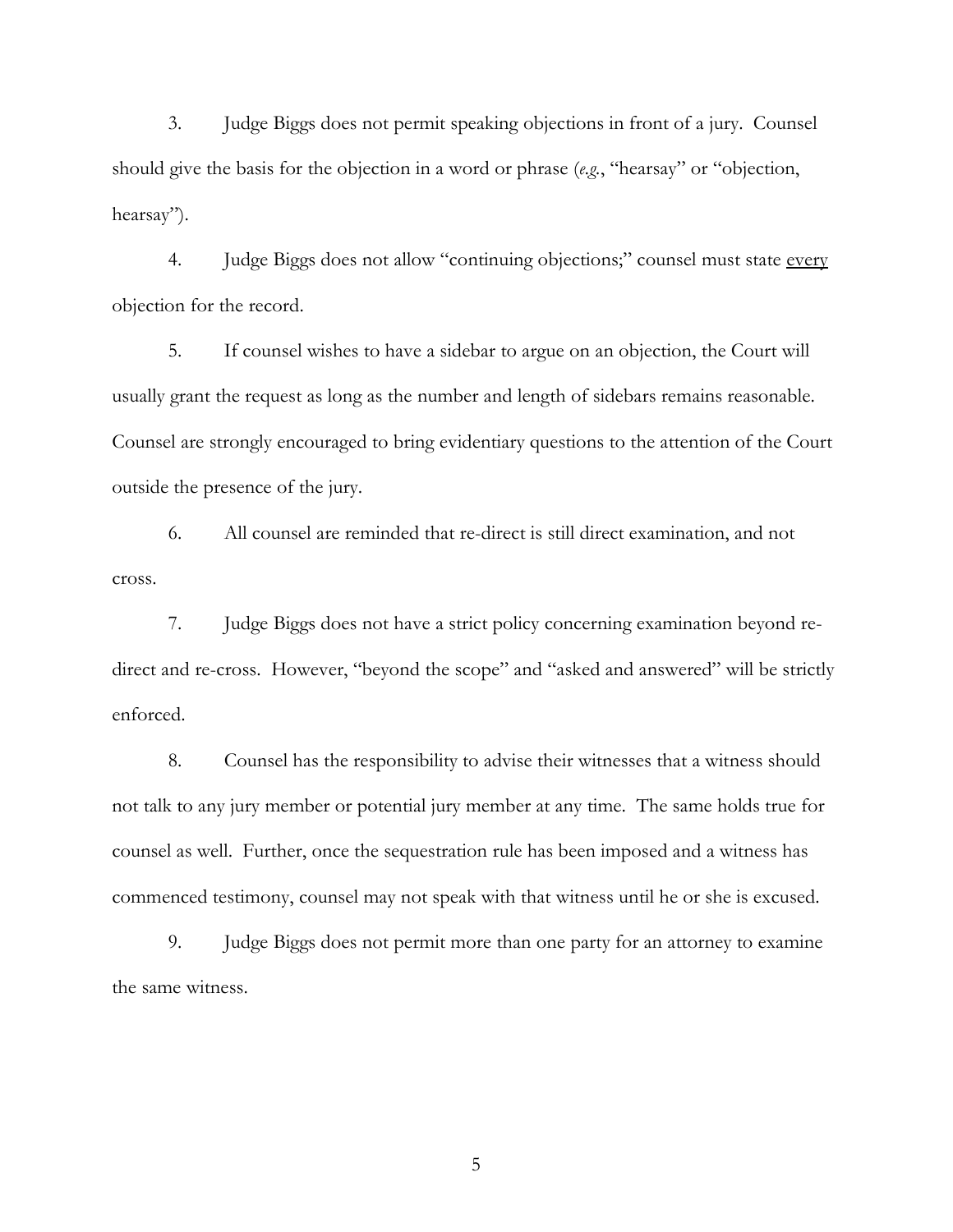3. Judge Biggs does not permit speaking objections in front of a jury. Counsel should give the basis for the objection in a word or phrase (*e.g.*, "hearsay" or "objection, hearsay").

4. Judge Biggs does not allow "continuing objections;" counsel must state <u>every</u> objection for the record.

5. If counsel wishes to have a sidebar to argue on an objection, the Court will usually grant the request as long as the number and length of sidebars remains reasonable. Counsel are strongly encouraged to bring evidentiary questions to the attention of the Court outside the presence of the jury.

6. All counsel are reminded that re-direct is still direct examination, and not cross.

7. Judge Biggs does not have a strict policy concerning examination beyond re-direct and re-cross. However, "beyond the scope" and "asked and answered" will be strictly enforced.

8. Counsel has the responsibility to advise their witnesses that a witness should not talk to any jury member or potential jury member at any time. The same holds true for counsel as well. Further, once the sequestration rule has been imposed and a witness has commenced testimony, counsel may not speak with that witness until he or she is excused.

9. Judge Biggs does not permit more than one party for an attorney to examine the same witness.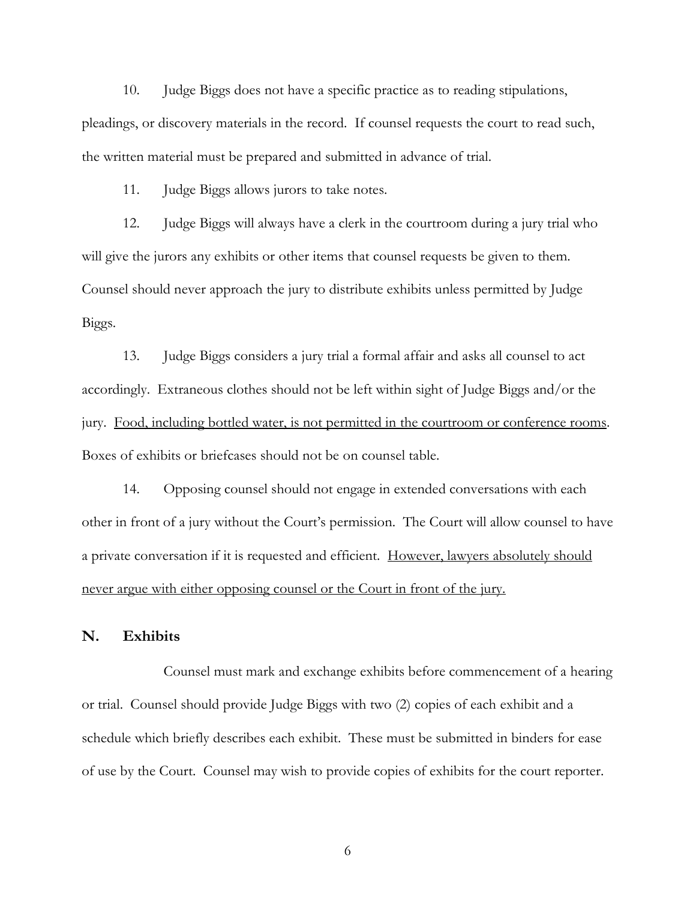10. Judge Biggs does not have a specific practice as to reading stipulations, pleadings, or discovery materials in the record. If counsel requests the court to read such, the written material must be prepared and submitted in advance of trial.

11. Judge Biggs allows jurors to take notes.

12. Judge Biggs will always have a clerk in the courtroom during a jury trial who will give the jurors any exhibits or other items that counsel requests be given to them. Counsel should never approach the jury to distribute exhibits unless permitted by Judge Biggs.

13. Judge Biggs considers a jury trial a formal affair and asks all counsel to act accordingly. Extraneous clothes should not be left within sight of Judge Biggs and/or the jury. <u>Food, including bottled water, is not permitted in the courtroom or conference rooms</u>. Boxes of exhibits or briefcases should not be on counsel table.

14. Opposing counsel should not engage in extended conversations with each other in front of a jury without the Court's permission. The Court will allow counsel to have a private conversation if it is requested and efficient. <u>However, lawyers absolutely should never argue with either opposing counsel or the Court in front of the jury.</u>

## N. Exhibits

Counsel must mark and exchange exhibits before commencement of a hearing or trial. Counsel should provide Judge Biggs with two (2) copies of each exhibit and a schedule which briefly describes each exhibit. These must be submitted in binders for ease of use by the Court. Counsel may wish to provide copies of exhibits for the court reporter.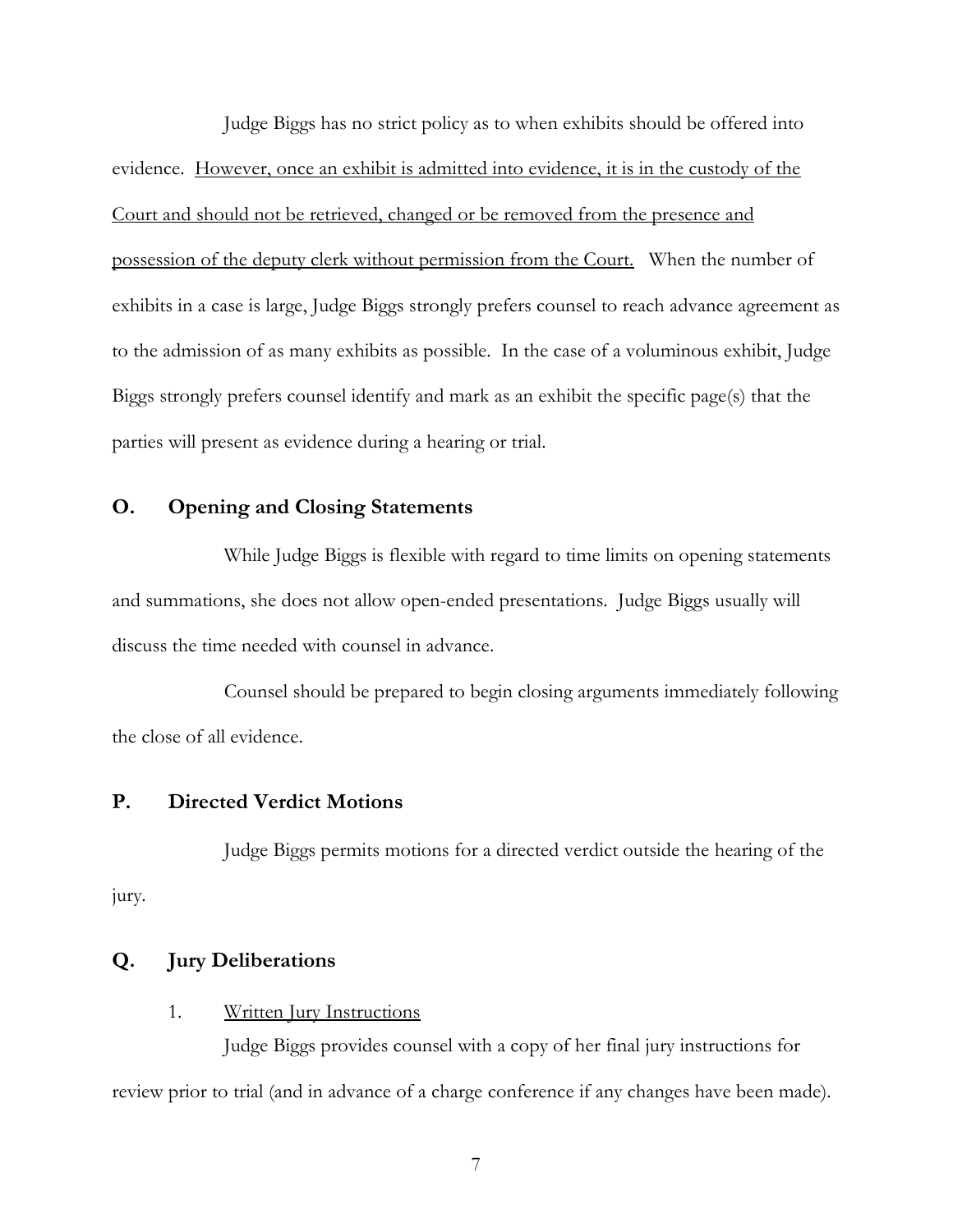Judge Biggs has no strict policy as to when exhibits should be offered into evidence. <u>However, once an exhibit is admitted into evidence, it is in the custody of the Court and should not be retrieved, changed or be removed from the presence and possession of the deputy clerk without permission from the Court.</u> When the number of exhibits in a case is large, Judge Biggs strongly prefers counsel to reach advance agreement as to the admission of as many exhibits as possible. In the case of a voluminous exhibit, Judge Biggs strongly prefers counsel identify and mark as an exhibit the specific page(s) that the parties will present as evidence during a hearing or trial.

## O. Opening and Closing Statements

While Judge Biggs is flexible with regard to time limits on opening statements and summations, she does not allow open-ended presentations. Judge Biggs usually will discuss the time needed with counsel in advance.

Counsel should be prepared to begin closing arguments immediately following the close of all evidence.

## P. Directed Verdict Motions

Judge Biggs permits motions for a directed verdict outside the hearing of the jury.

## Q. Jury Deliberations

### 1. <u>Written Jury Instructions</u>

Judge Biggs provides counsel with a copy of her final jury instructions for review prior to trial (and in advance of a charge conference if any changes have been made).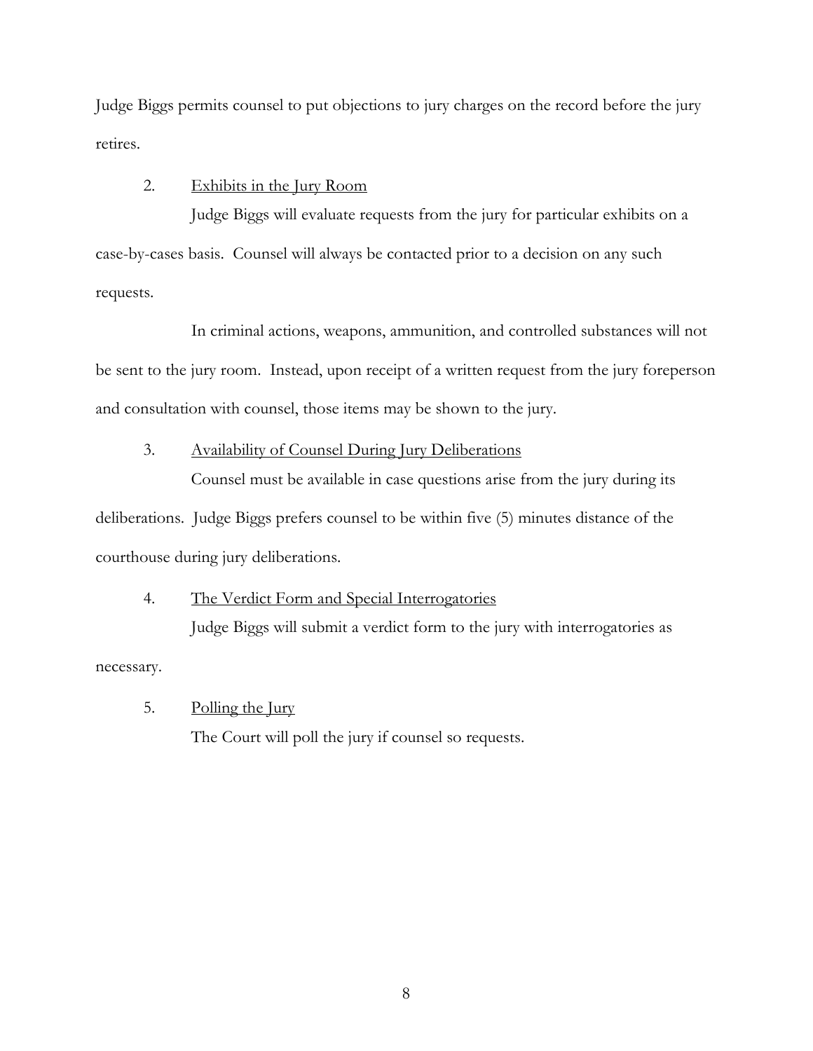Judge Biggs permits counsel to put objections to jury charges on the record before the jury retires.

2. Exhibits in the Jury Room

Judge Biggs will evaluate requests from the jury for particular exhibits on a case-by-cases basis. Counsel will always be contacted prior to a decision on any such requests.

In criminal actions, weapons, ammunition, and controlled substances will not be sent to the jury room. Instead, upon receipt of a written request from the jury foreperson and consultation with counsel, those items may be shown to the jury.

3. Availability of Counsel During Jury Deliberations

Counsel must be available in case questions arise from the jury during its deliberations. Judge Biggs prefers counsel to be within five (5) minutes distance of the courthouse during jury deliberations.

4. The Verdict Form and Special Interrogatories

Judge Biggs will submit a verdict form to the jury with interrogatories as necessary.

5. Polling the Jury

The Court will poll the jury if counsel so requests.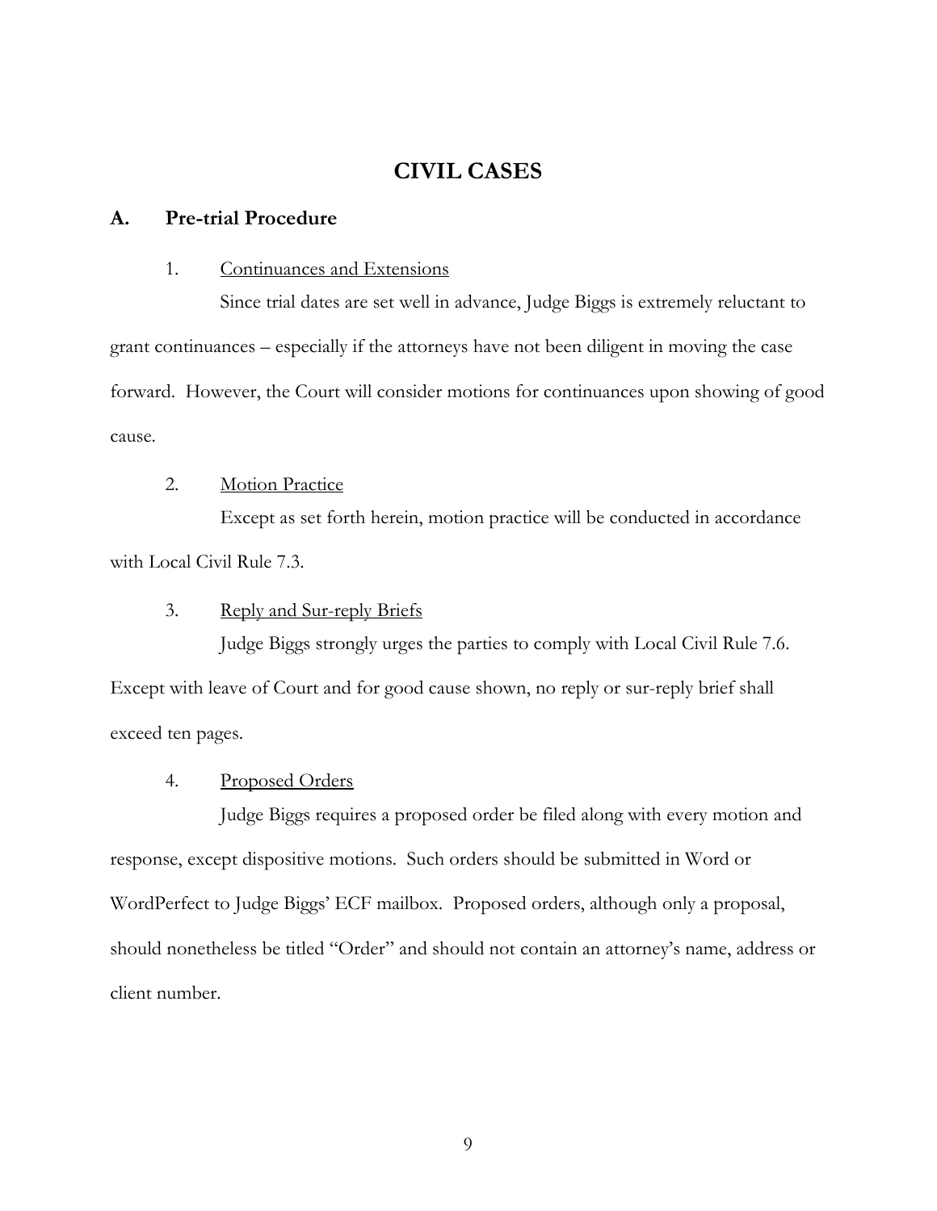# CIVIL CASES

## A. Pre-trial Procedure

1. <u>Continuances and Extensions</u>

Since trial dates are set well in advance, Judge Biggs is extremely reluctant to grant continuances – especially if the attorneys have not been diligent in moving the case forward. However, the Court will consider motions for continuances upon showing of good cause.

2. <u>Motion Practice</u>

Except as set forth herein, motion practice will be conducted in accordance with Local Civil Rule 7.3.

3. <u>Reply and Sur-reply Briefs</u>

Judge Biggs strongly urges the parties to comply with Local Civil Rule 7.6. Except with leave of Court and for good cause shown, no reply or sur-reply brief shall exceed ten pages.

4. <u>Proposed Orders</u>

Judge Biggs requires a proposed order be filed along with every motion and response, except dispositive motions. Such orders should be submitted in Word or WordPerfect to Judge Biggs' ECF mailbox. Proposed orders, although only a proposal, should nonetheless be titled "Order" and should not contain an attorney's name, address or client number.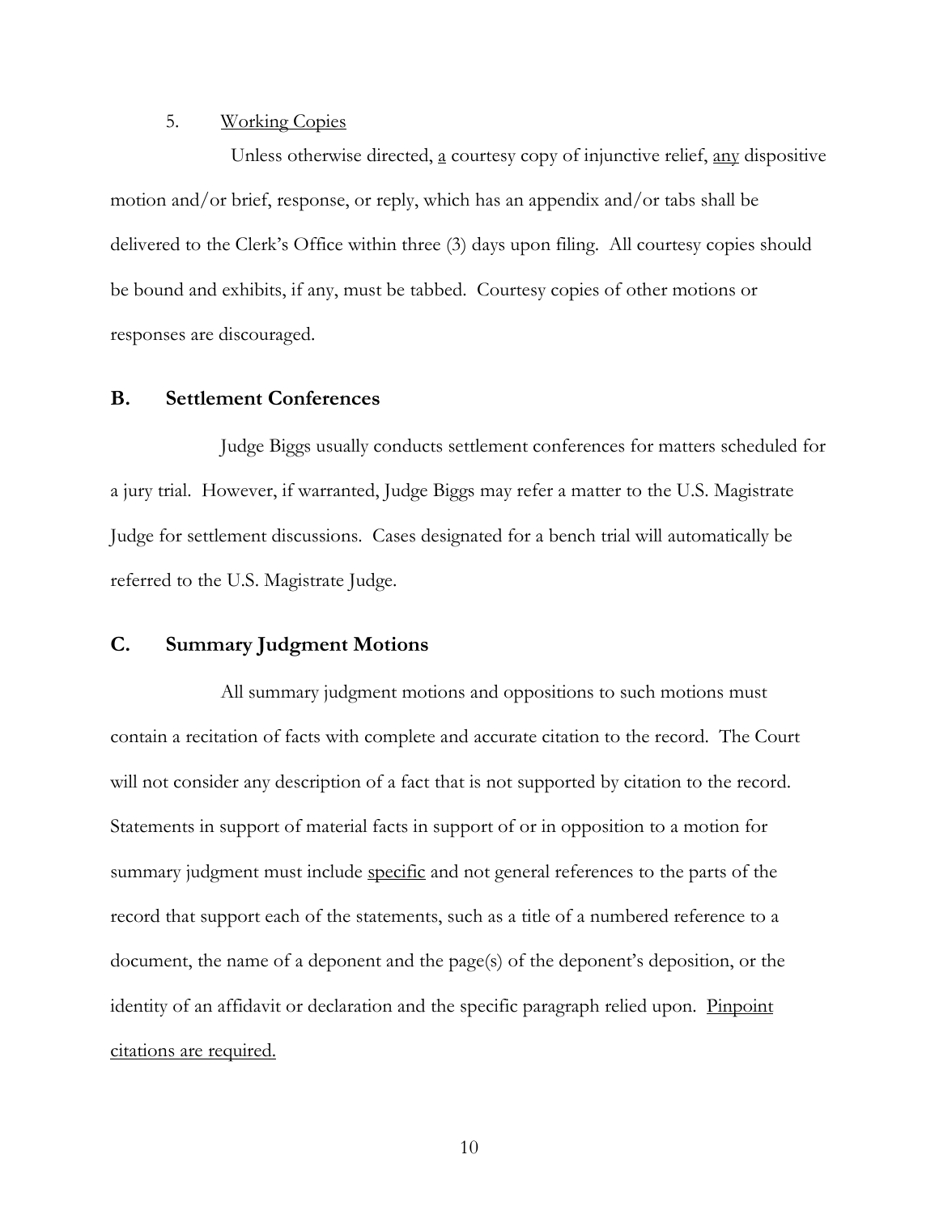5. Working Copies

Unless otherwise directed, a courtesy copy of injunctive relief, any dispositive motion and/or brief, response, or reply, which has an appendix and/or tabs shall be delivered to the Clerk's Office within three (3) days upon filing. All courtesy copies should be bound and exhibits, if any, must be tabbed. Courtesy copies of other motions or responses are discouraged.

## B. Settlement Conferences

Judge Biggs usually conducts settlement conferences for matters scheduled for a jury trial. However, if warranted, Judge Biggs may refer a matter to the U.S. Magistrate Judge for settlement discussions. Cases designated for a bench trial will automatically be referred to the U.S. Magistrate Judge.

## C. Summary Judgment Motions

All summary judgment motions and oppositions to such motions must contain a recitation of facts with complete and accurate citation to the record. The Court will not consider any description of a fact that is not supported by citation to the record. Statements in support of material facts in support of or in opposition to a motion for summary judgment must include specific and not general references to the parts of the record that support each of the statements, such as a title of a numbered reference to a document, the name of a deponent and the page(s) of the deponent's deposition, or the identity of an affidavit or declaration and the specific paragraph relied upon. Pinpoint citations are required.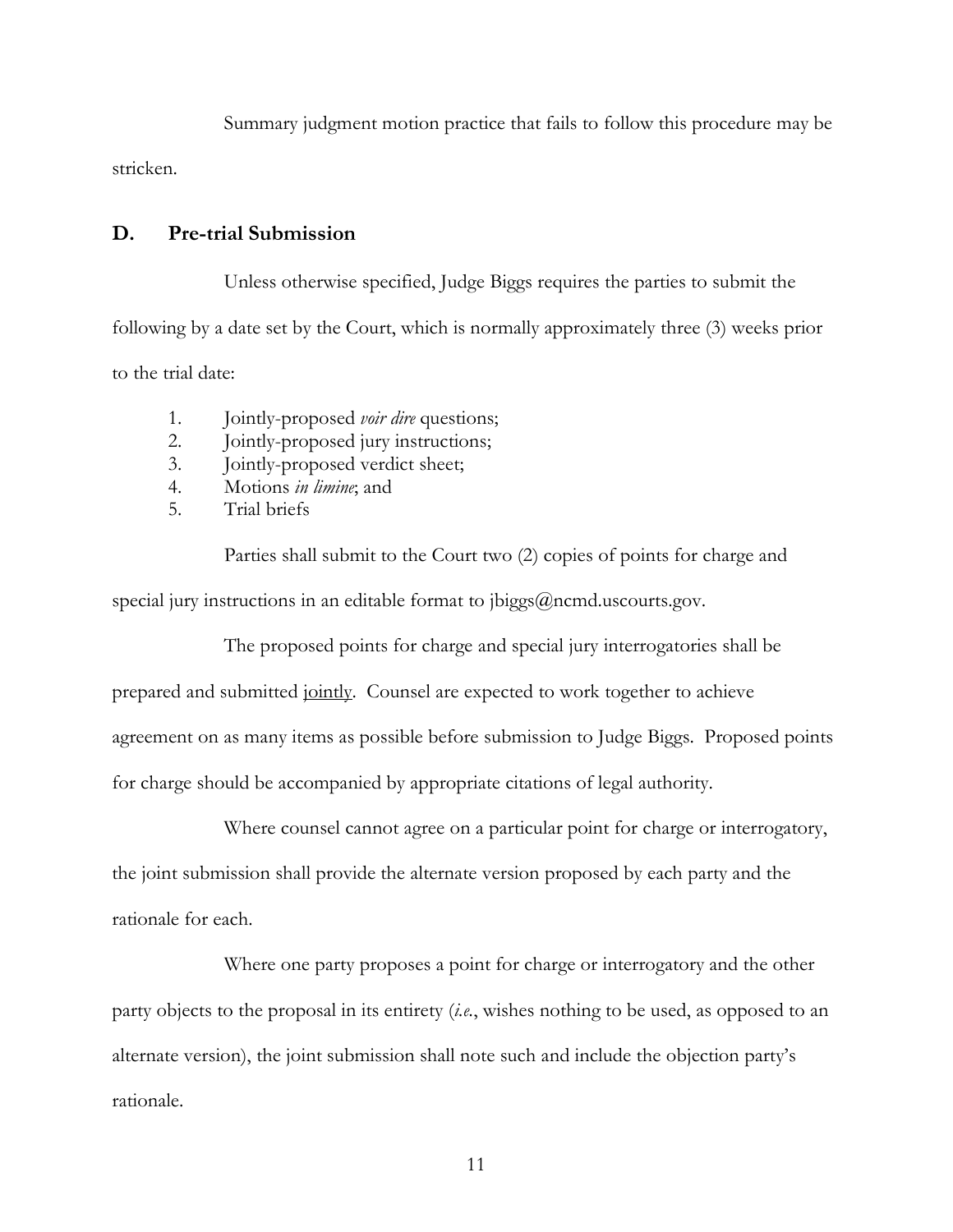Summary judgment motion practice that fails to follow this procedure may be stricken.

## D. Pre-trial Submission

Unless otherwise specified, Judge Biggs requires the parties to submit the following by a date set by the Court, which is normally approximately three (3) weeks prior to the trial date:

1. Jointly-proposed *voir dire* questions;
2. Jointly-proposed jury instructions;
3. Jointly-proposed verdict sheet;
4. Motions *in limine*; and
5. Trial briefs

Parties shall submit to the Court two (2) copies of points for charge and special jury instructions in an editable format to jbiggs@ncmd.uscourts.gov.

The proposed points for charge and special jury interrogatories shall be prepared and submitted <u>jointly</u>. Counsel are expected to work together to achieve agreement on as many items as possible before submission to Judge Biggs. Proposed points for charge should be accompanied by appropriate citations of legal authority.

Where counsel cannot agree on a particular point for charge or interrogatory, the joint submission shall provide the alternate version proposed by each party and the rationale for each.

Where one party proposes a point for charge or interrogatory and the other party objects to the proposal in its entirety (*i.e.*, wishes nothing to be used, as opposed to an alternate version), the joint submission shall note such and include the objection party's rationale.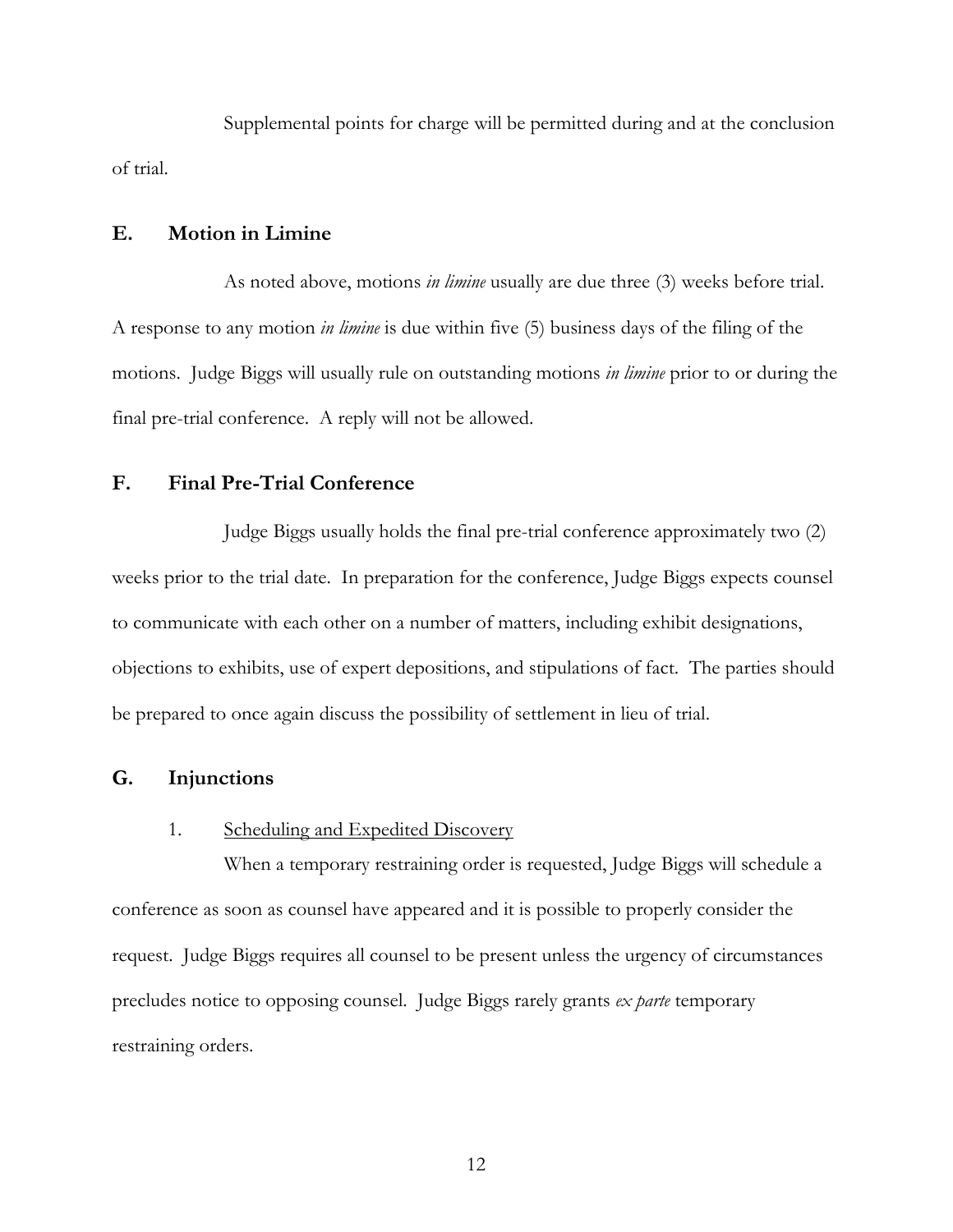Supplemental points for charge will be permitted during and at the conclusion of trial.

## E. Motion in Limine

As noted above, motions *in limine* usually are due three (3) weeks before trial. A response to any motion *in limine* is due within five (5) business days of the filing of the motions. Judge Biggs will usually rule on outstanding motions *in limine* prior to or during the final pre-trial conference. A reply will not be allowed.

## F. Final Pre-Trial Conference

Judge Biggs usually holds the final pre-trial conference approximately two (2) weeks prior to the trial date. In preparation for the conference, Judge Biggs expects counsel to communicate with each other on a number of matters, including exhibit designations, objections to exhibits, use of expert depositions, and stipulations of fact. The parties should be prepared to once again discuss the possibility of settlement in lieu of trial.

## G. Injunctions

### 1. Scheduling and Expedited Discovery

When a temporary restraining order is requested, Judge Biggs will schedule a conference as soon as counsel have appeared and it is possible to properly consider the request. Judge Biggs requires all counsel to be present unless the urgency of circumstances precludes notice to opposing counsel. Judge Biggs rarely grants *ex parte* temporary restraining orders.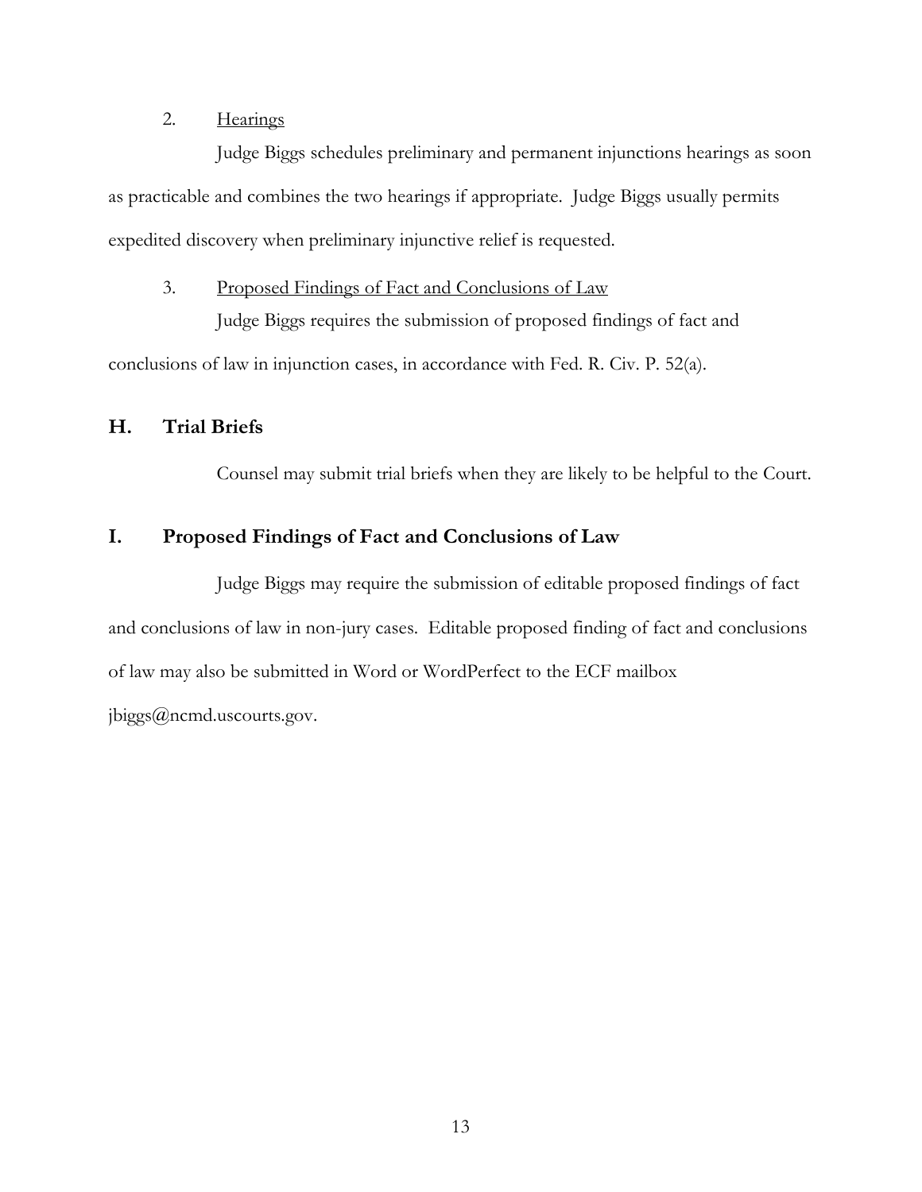2. Hearings

Judge Biggs schedules preliminary and permanent injunctions hearings as soon as practicable and combines the two hearings if appropriate. Judge Biggs usually permits expedited discovery when preliminary injunctive relief is requested.

3. Proposed Findings of Fact and Conclusions of Law

Judge Biggs requires the submission of proposed findings of fact and conclusions of law in injunction cases, in accordance with Fed. R. Civ. P. 52(a).

## H. Trial Briefs

Counsel may submit trial briefs when they are likely to be helpful to the Court.

## I. Proposed Findings of Fact and Conclusions of Law

Judge Biggs may require the submission of editable proposed findings of fact and conclusions of law in non-jury cases. Editable proposed finding of fact and conclusions of law may also be submitted in Word or WordPerfect to the ECF mailbox jbiggs@ncmd.uscourts.gov.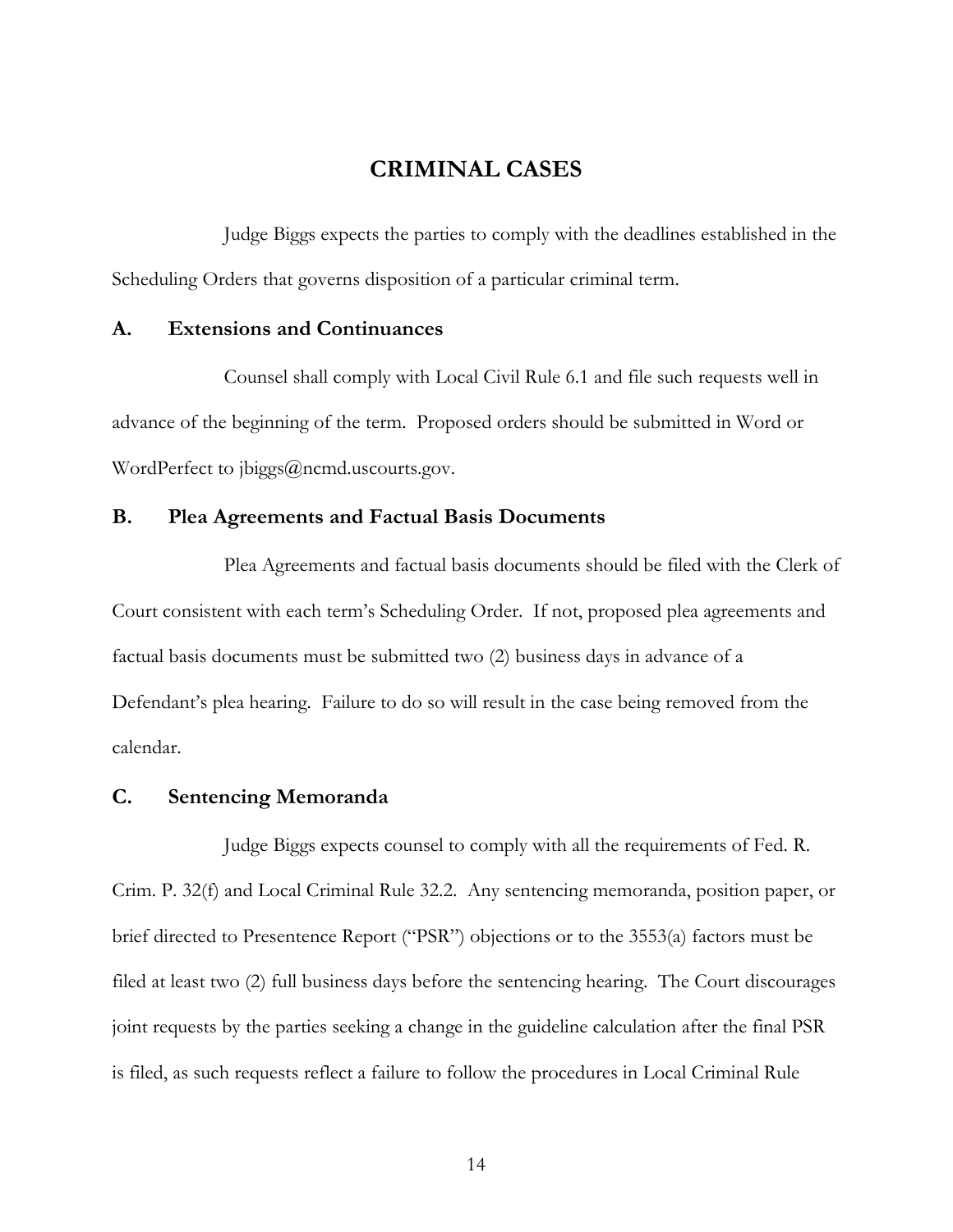# CRIMINAL CASES

Judge Biggs expects the parties to comply with the deadlines established in the Scheduling Orders that governs disposition of a particular criminal term.

## A. Extensions and Continuances

Counsel shall comply with Local Civil Rule 6.1 and file such requests well in advance of the beginning of the term. Proposed orders should be submitted in Word or WordPerfect to jbiggs@ncmd.uscourts.gov.

## B. Plea Agreements and Factual Basis Documents

Plea Agreements and factual basis documents should be filed with the Clerk of Court consistent with each term's Scheduling Order. If not, proposed plea agreements and factual basis documents must be submitted two (2) business days in advance of a Defendant's plea hearing. Failure to do so will result in the case being removed from the calendar.

## C. Sentencing Memoranda

Judge Biggs expects counsel to comply with all the requirements of Fed. R. Crim. P. 32(f) and Local Criminal Rule 32.2. Any sentencing memoranda, position paper, or brief directed to Presentence Report ("PSR") objections or to the 3553(a) factors must be filed at least two (2) full business days before the sentencing hearing. The Court discourages joint requests by the parties seeking a change in the guideline calculation after the final PSR is filed, as such requests reflect a failure to follow the procedures in Local Criminal Rule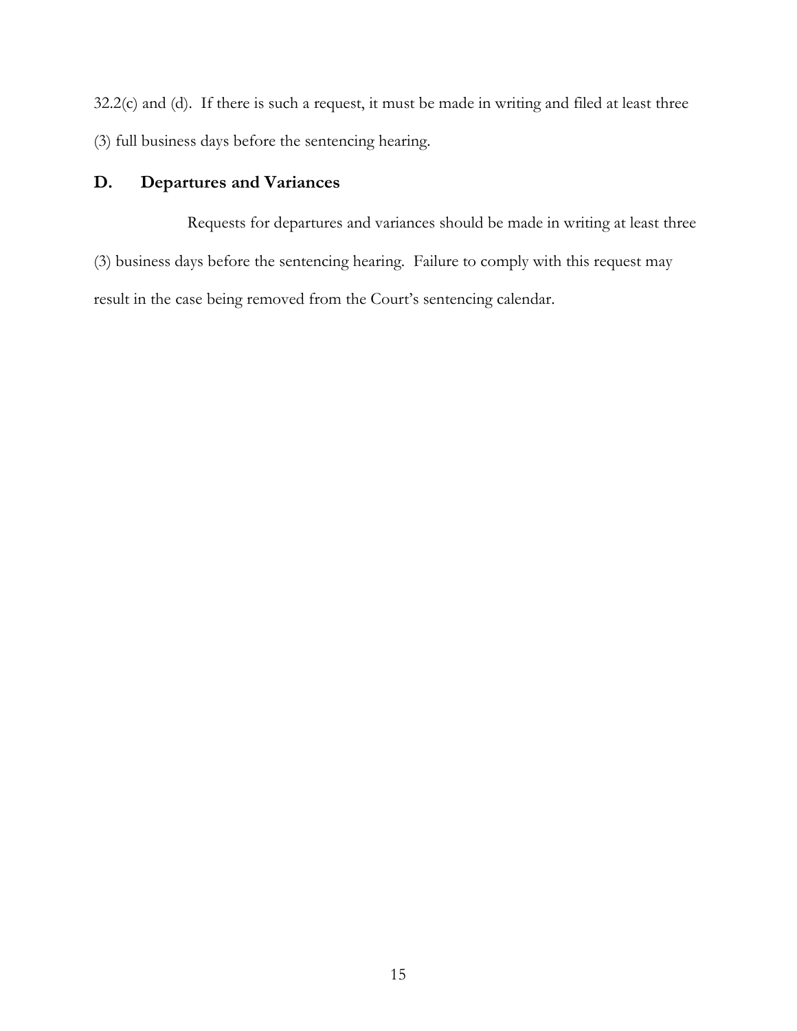32.2(c) and (d). If there is such a request, it must be made in writing and filed at least three (3) full business days before the sentencing hearing.

## D. Departures and Variances

Requests for departures and variances should be made in writing at least three (3) business days before the sentencing hearing. Failure to comply with this request may result in the case being removed from the Court's sentencing calendar.